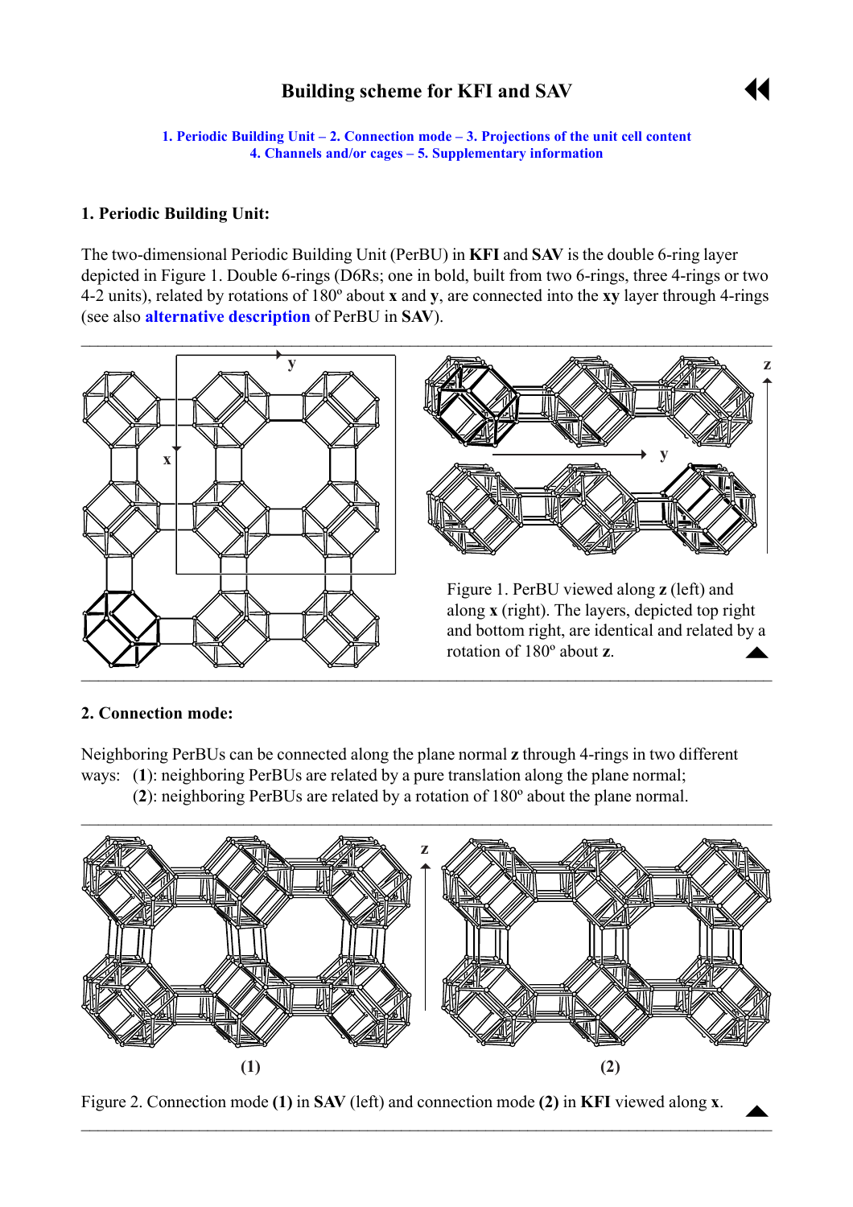# Building scheme for KFI and SAV

1. Periodic Building Unit – 2. Connection mode – 3. Projections of the unit cell content
4. Channels and/or cages – 5. Supplementary information

## 1. Periodic Building Unit:

The two-dimensional Periodic Building Unit (PerBU) in **KFI** and **SAV** is the double 6-ring layer depicted in Figure 1. Double 6-rings (D6Rs; one in bold, built from two 6-rings, three 4-rings or two 4-2 units), related by rotations of 180º about **x** and **y**, are connected into the **xy** layer through 4-rings (see also **alternative description** of PerBU in **SAV**).

Figure 1. PerBU viewed along **z** (left) and along **x** (right). The layers, depicted top right and bottom right, are identical and related by a rotation of 180º about **z**.

## 2. Connection mode:

Neighboring PerBUs can be connected along the plane normal **z** through 4-rings in two different ways: (**1**): neighboring PerBUs are related by a pure translation along the plane normal; (**2**): neighboring PerBUs are related by a rotation of 180º about the plane normal.

Figure 2. Connection mode **(1)** in **SAV** (left) and connection mode **(2)** in **KFI** viewed along **x**.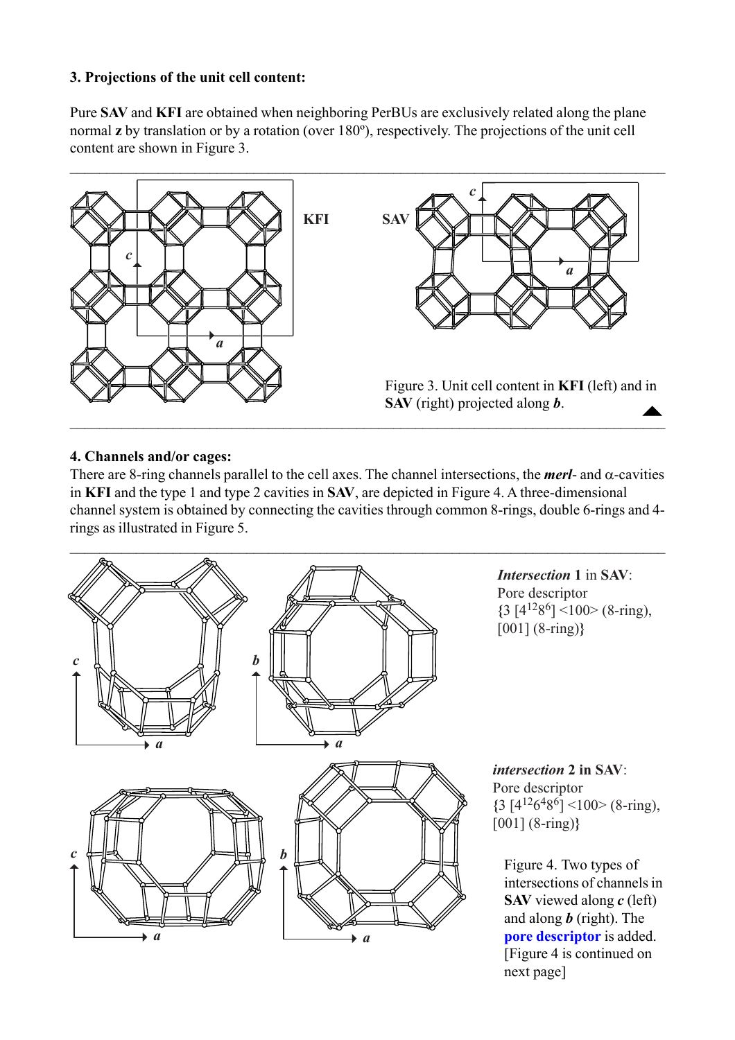### 3. Projections of the unit cell content:

Pure **SAV** and **KFI** are obtained when neighboring PerBUs are exclusively related along the plane normal **z** by translation or by a rotation (over 180º), respectively. The projections of the unit cell content are shown in Figure 3.

Figure 3. Unit cell content in **KFI** (left) and in **SAV** (right) projected along ***b***.

### 4. Channels and/or cages:

There are 8-ring channels parallel to the cell axes. The channel intersections, the ***merl***- and α-cavities in **KFI** and the type 1 and type 2 cavities in **SAV**, are depicted in Figure 4. A three-dimensional channel system is obtained by connecting the cavities through common 8-rings, double 6-rings and 4-rings as illustrated in Figure 5.

***Intersection* 1** in **SAV**:
Pore descriptor
{3 [$4^{12}8^{6}$] <100> (8-ring), [001] (8-ring)}

***intersection* 2 in SAV**:
Pore descriptor
{3 [$4^{12}6^{4}8^{6}$] <100> (8-ring), [001] (8-ring)}

Figure 4. Two types of intersections of channels in **SAV** viewed along ***c*** (left) and along ***b*** (right). The **pore descriptor** is added. [Figure 4 is continued on next page]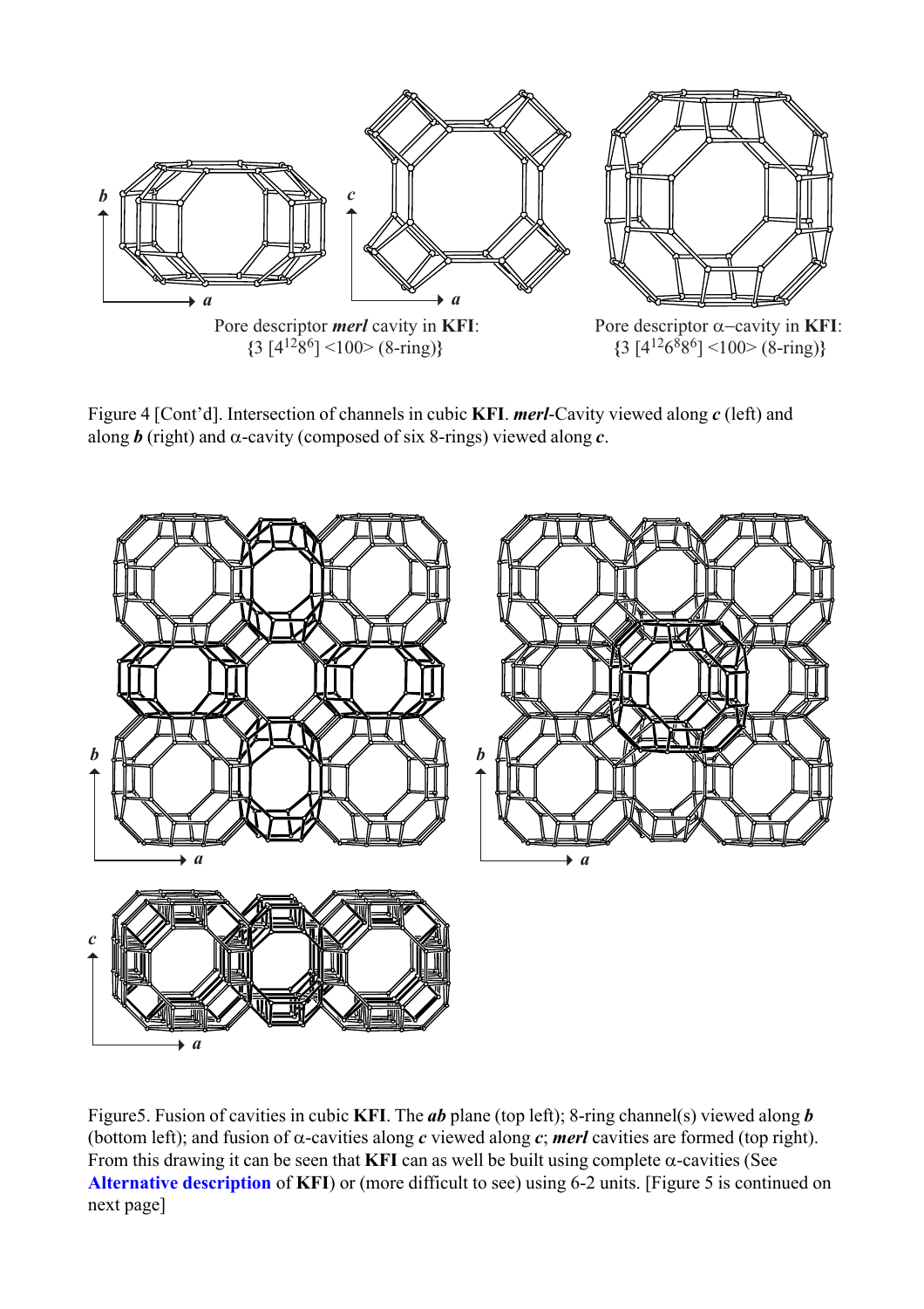Pore descriptor ***merl*** cavity in **KFI**:
{3 [$4^{12}8^{6}$] <100> (8-ring)}

Pore descriptor α−cavity in **KFI**:
{3 [$4^{12}6^{8}8^{6}$] <100> (8-ring)}

Figure 4 [Cont'd]. Intersection of channels in cubic **KFI**. ***merl***-Cavity viewed along ***c*** (left) and along ***b*** (right) and α-cavity (composed of six 8-rings) viewed along ***c***.

Figure5. Fusion of cavities in cubic **KFI**. The ***ab*** plane (top left); 8-ring channel(s) viewed along ***b*** (bottom left); and fusion of α-cavities along ***c*** viewed along ***c***; ***merl*** cavities are formed (top right). From this drawing it can be seen that **KFI** can as well be built using complete α-cavities (See **Alternative description** of **KFI**) or (more difficult to see) using 6-2 units. [Figure 5 is continued on next page]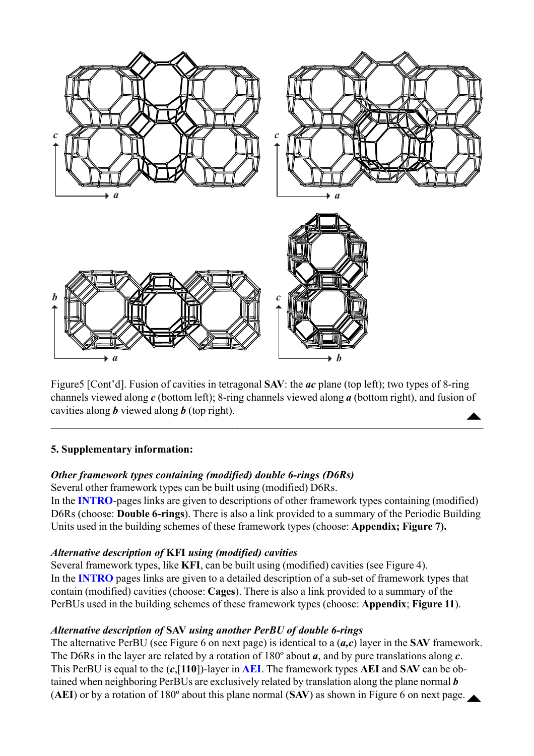Figure5 [Cont'd]. Fusion of cavities in tetragonal **SAV**: the ***ac*** plane (top left); two types of 8-ring channels viewed along ***c*** (bottom left); 8-ring channels viewed along ***a*** (bottom right), and fusion of cavities along ***b*** viewed along ***b*** (top right).

---

### 5. Supplementary information:

***Other framework types containing (modified) double 6-rings (D6Rs)***

Several other framework types can be built using (modified) D6Rs.

In the **INTRO**-pages links are given to descriptions of other framework types containing (modified) D6Rs (choose: **Double 6-rings**). There is also a link provided to a summary of the Periodic Building Units used in the building schemes of these framework types (choose: **Appendix; Figure 7).**

***Alternative description of* KFI *using (modified) cavities***

Several framework types, like **KFI**, can be built using (modified) cavities (see Figure 4).

In the **INTRO** pages links are given to a detailed description of a sub-set of framework types that contain (modified) cavities (choose: **Cages**). There is also a link provided to a summary of the PerBUs used in the building schemes of these framework types (choose: **Appendix**; **Figure 11**).

***Alternative description of* SAV *using another PerBU of double 6-rings***

The alternative PerBU (see Figure 6 on next page) is identical to a (***a,c***) layer in the **SAV** framework. The D6Rs in the layer are related by a rotation of 180º about ***a***, and by pure translations along ***c***. This PerBU is equal to the (***c***,[**110**])-layer in **AEI**. The framework types **AEI** and **SAV** can be obtained when neighboring PerBUs are exclusively related by translation along the plane normal ***b*** (**AEI**) or by a rotation of 180º about this plane normal (**SAV**) as shown in Figure 6 on next page.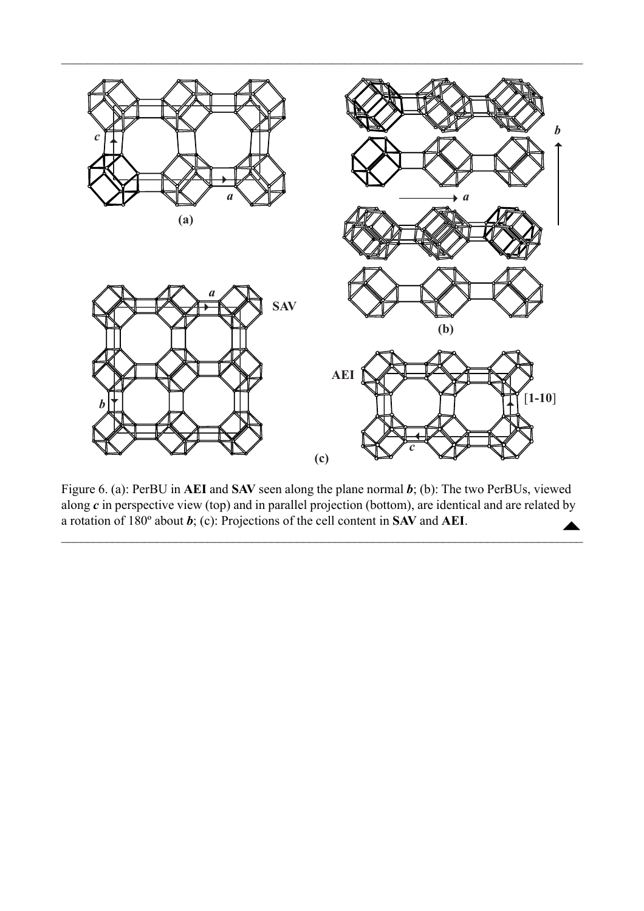(a)

(b)

SAV

AEI

(c)

Figure 6. (a): PerBU in **AEI** and **SAV** seen along the plane normal ***b***; (b): The two PerBUs, viewed along ***c*** in perspective view (top) and in parallel projection (bottom), are identical and are related by a rotation of 180º about ***b***; (c): Projections of the cell content in **SAV** and **AEI**.